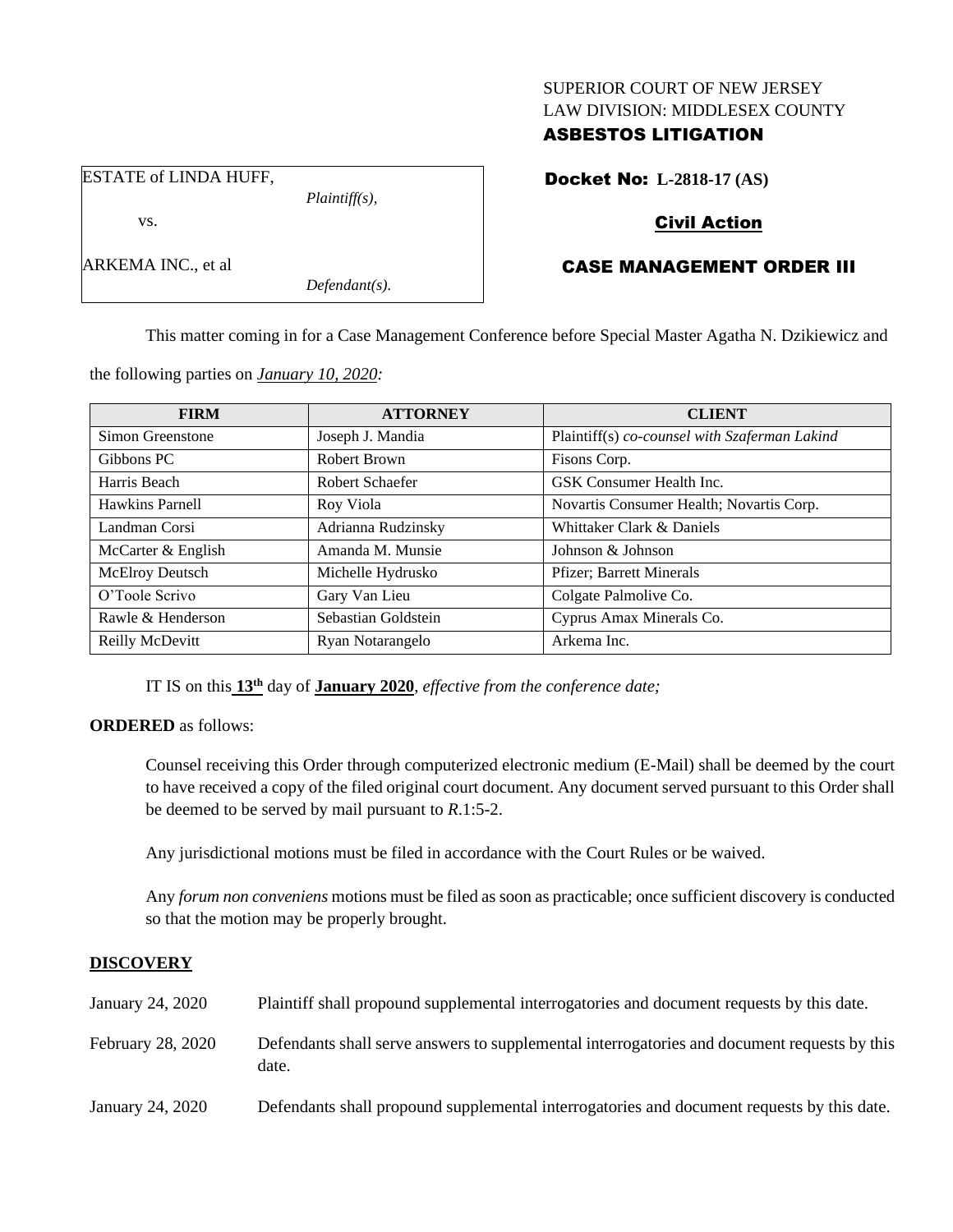SUPERIOR COURT OF NEW JERSEY
LAW DIVISION: MIDDLESEX COUNTY
**ASBESTOS LITIGATION**

ESTATE of LINDA HUFF,
*Plaintiff(s),*

vs.

ARKEMA INC., et al
*Defendant(s).*

**Docket No: L-2818-17 (AS)**

**Civil Action**

**CASE MANAGEMENT ORDER III**

This matter coming in for a Case Management Conference before Special Master Agatha N. Dzikiewicz and the following parties on *January 10, 2020:*

| FIRM | ATTORNEY | CLIENT |
|---|---|---|
| Simon Greenstone | Joseph J. Mandia | Plaintiff(s) *co-counsel with Szaferman Lakind* |
| Gibbons PC | Robert Brown | Fisons Corp. |
| Harris Beach | Robert Schaefer | GSK Consumer Health Inc. |
| Hawkins Parnell | Roy Viola | Novartis Consumer Health; Novartis Corp. |
| Landman Corsi | Adrianna Rudzinsky | Whittaker Clark & Daniels |
| McCarter & English | Amanda M. Munsie | Johnson & Johnson |
| McElroy Deutsch | Michelle Hydrusko | Pfizer; Barrett Minerals |
| O'Toole Scrivo | Gary Van Lieu | Colgate Palmolive Co. |
| Rawle & Henderson | Sebastian Goldstein | Cyprus Amax Minerals Co. |
| Reilly McDevitt | Ryan Notarangelo | Arkema Inc. |

IT IS on this **13th** day of **January 2020**, *effective from the conference date;*

**ORDERED** as follows:

Counsel receiving this Order through computerized electronic medium (E-Mail) shall be deemed by the court to have received a copy of the filed original court document. Any document served pursuant to this Order shall be deemed to be served by mail pursuant to *R*.1:5-2.

Any jurisdictional motions must be filed in accordance with the Court Rules or be waived.

Any *forum non conveniens* motions must be filed as soon as practicable; once sufficient discovery is conducted so that the motion may be properly brought.

## DISCOVERY

| | |
|---|---|
| January 24, 2020 | Plaintiff shall propound supplemental interrogatories and document requests by this date. |
| February 28, 2020 | Defendants shall serve answers to supplemental interrogatories and document requests by this date. |
| January 24, 2020 | Defendants shall propound supplemental interrogatories and document requests by this date. |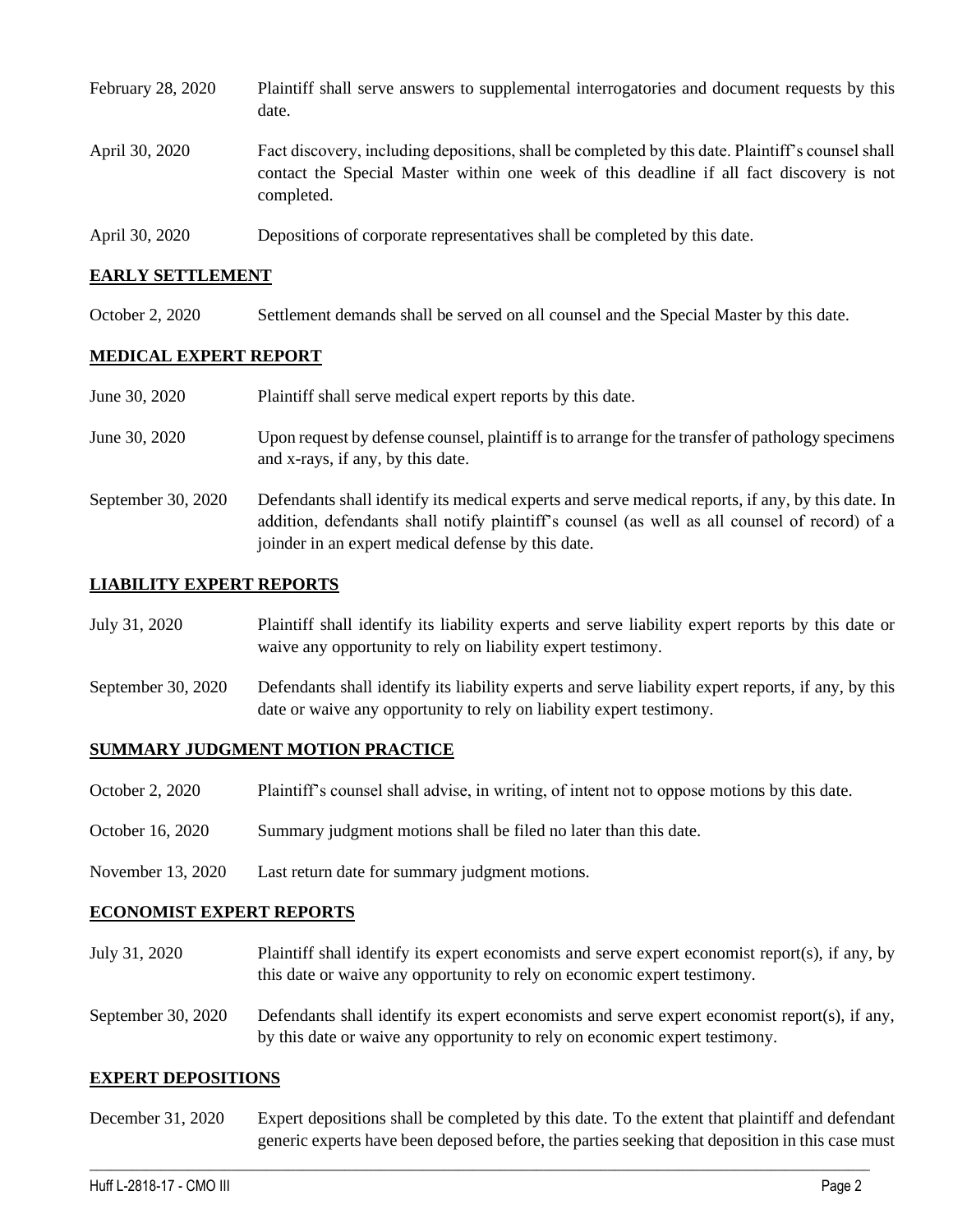| | |
|---|---|
| February 28, 2020 | Plaintiff shall serve answers to supplemental interrogatories and document requests by this date. |
| April 30, 2020 | Fact discovery, including depositions, shall be completed by this date. Plaintiff's counsel shall contact the Special Master within one week of this deadline if all fact discovery is not completed. |
| April 30, 2020 | Depositions of corporate representatives shall be completed by this date. |

## EARLY SETTLEMENT

| | |
|---|---|
| October 2, 2020 | Settlement demands shall be served on all counsel and the Special Master by this date. |

## MEDICAL EXPERT REPORT

| | |
|---|---|
| June 30, 2020 | Plaintiff shall serve medical expert reports by this date. |
| June 30, 2020 | Upon request by defense counsel, plaintiff is to arrange for the transfer of pathology specimens and x-rays, if any, by this date. |
| September 30, 2020 | Defendants shall identify its medical experts and serve medical reports, if any, by this date. In addition, defendants shall notify plaintiff's counsel (as well as all counsel of record) of a joinder in an expert medical defense by this date. |

## LIABILITY EXPERT REPORTS

| | |
|---|---|
| July 31, 2020 | Plaintiff shall identify its liability experts and serve liability expert reports by this date or waive any opportunity to rely on liability expert testimony. |
| September 30, 2020 | Defendants shall identify its liability experts and serve liability expert reports, if any, by this date or waive any opportunity to rely on liability expert testimony. |

## SUMMARY JUDGMENT MOTION PRACTICE

| | |
|---|---|
| October 2, 2020 | Plaintiff's counsel shall advise, in writing, of intent not to oppose motions by this date. |
| October 16, 2020 | Summary judgment motions shall be filed no later than this date. |
| November 13, 2020 | Last return date for summary judgment motions. |

## ECONOMIST EXPERT REPORTS

| | |
|---|---|
| July 31, 2020 | Plaintiff shall identify its expert economists and serve expert economist report(s), if any, by this date or waive any opportunity to rely on economic expert testimony. |
| September 30, 2020 | Defendants shall identify its expert economists and serve expert economist report(s), if any, by this date or waive any opportunity to rely on economic expert testimony. |

## EXPERT DEPOSITIONS

| | |
|---|---|
| December 31, 2020 | Expert depositions shall be completed by this date. To the extent that plaintiff and defendant generic experts have been deposed before, the parties seeking that deposition in this case must |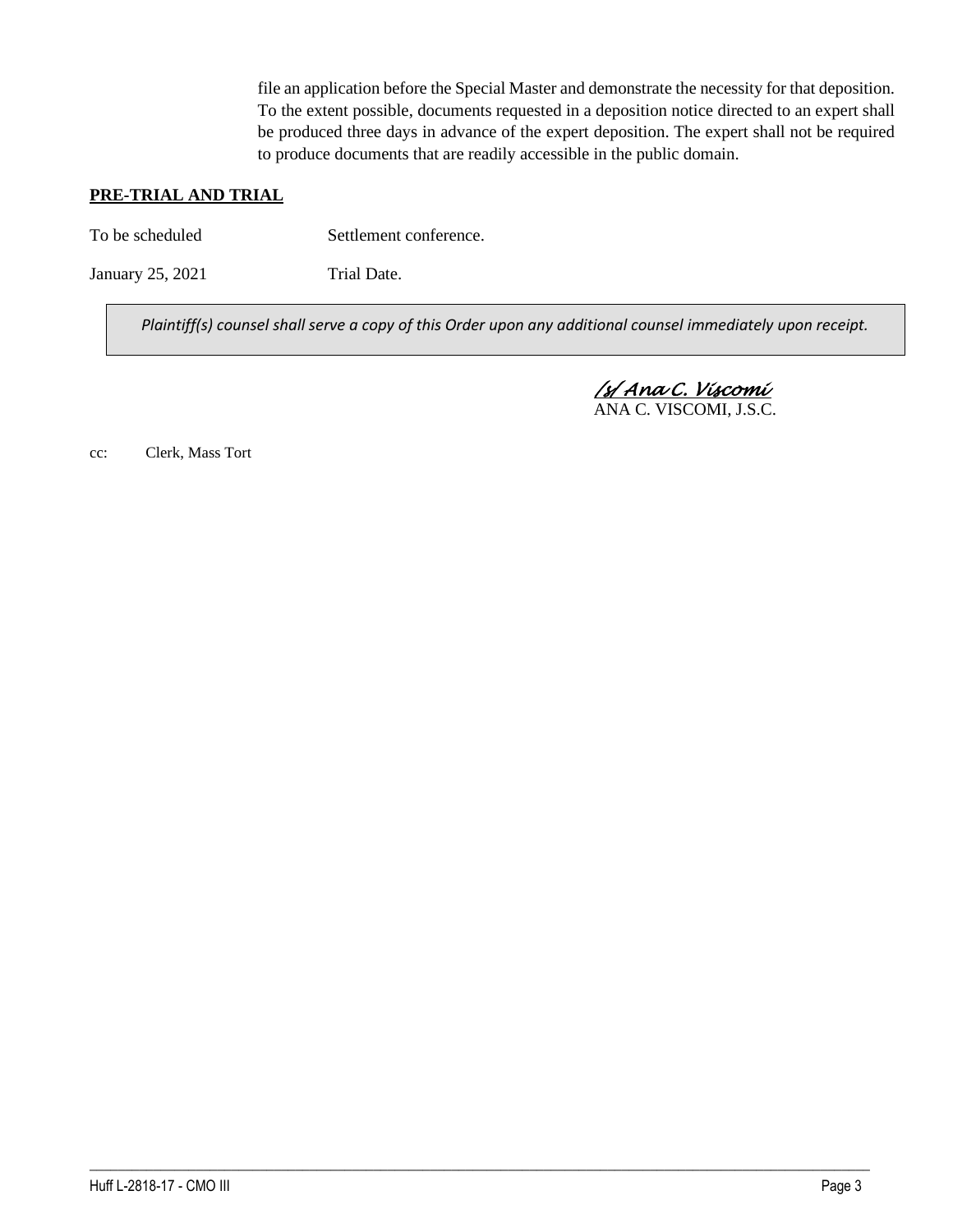file an application before the Special Master and demonstrate the necessity for that deposition. To the extent possible, documents requested in a deposition notice directed to an expert shall be produced three days in advance of the expert deposition. The expert shall not be required to produce documents that are readily accessible in the public domain.

**PRE-TRIAL AND TRIAL**

| | |
|---|---|
| To be scheduled | Settlement conference. |
| January 25, 2021 | Trial Date. |

*Plaintiff(s) counsel shall serve a copy of this Order upon any additional counsel immediately upon receipt.*

/s/ Ana C. Viscomi
ANA C. VISCOMI, J.S.C.

cc: Clerk, Mass Tort